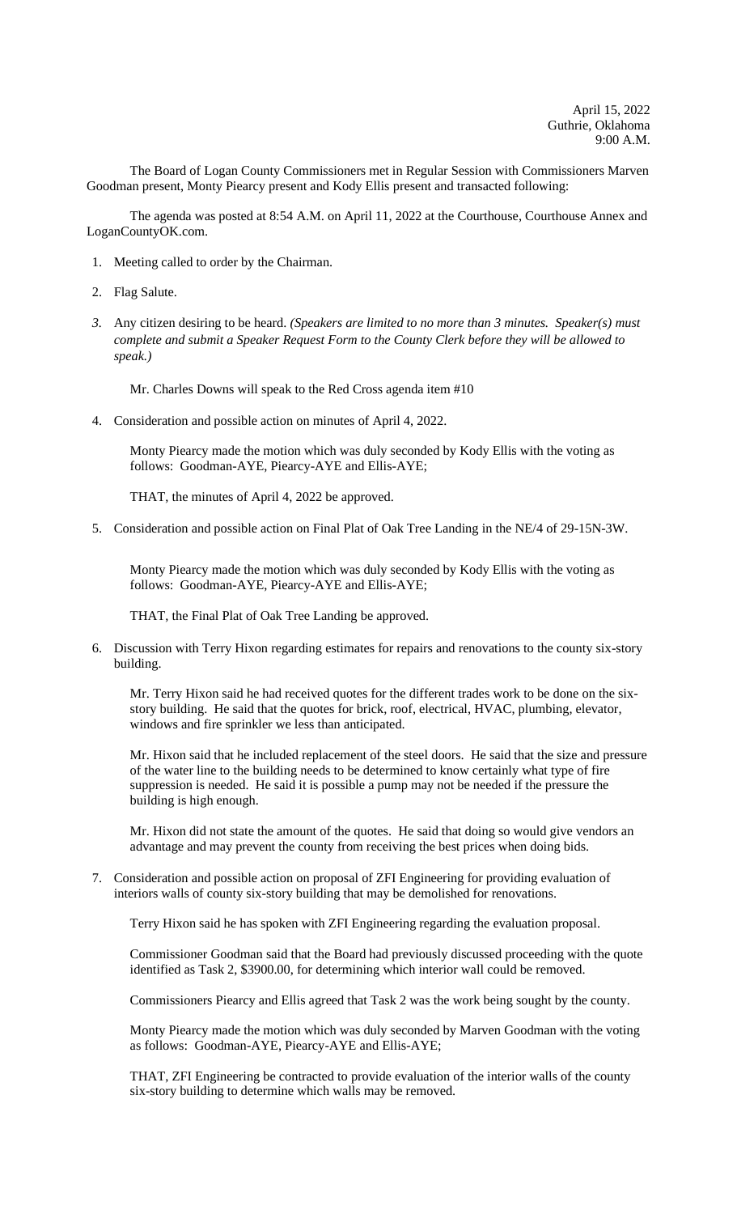April 15, 2022
Guthrie, Oklahoma
9:00 A.M.

The Board of Logan County Commissioners met in Regular Session with Commissioners Marven Goodman present, Monty Piearcy present and Kody Ellis present and transacted following:

The agenda was posted at 8:54 A.M. on April 11, 2022 at the Courthouse, Courthouse Annex and LoganCountyOK.com.

1. Meeting called to order by the Chairman.

2. Flag Salute.

3. Any citizen desiring to be heard. *(Speakers are limited to no more than 3 minutes. Speaker(s) must complete and submit a Speaker Request Form to the County Clerk before they will be allowed to speak.)*

   Mr. Charles Downs will speak to the Red Cross agenda item #10

4. Consideration and possible action on minutes of April 4, 2022.

   Monty Piearcy made the motion which was duly seconded by Kody Ellis with the voting as follows: Goodman-AYE, Piearcy-AYE and Ellis-AYE;

   THAT, the minutes of April 4, 2022 be approved.

5. Consideration and possible action on Final Plat of Oak Tree Landing in the NE/4 of 29-15N-3W.

   Monty Piearcy made the motion which was duly seconded by Kody Ellis with the voting as follows: Goodman-AYE, Piearcy-AYE and Ellis-AYE;

   THAT, the Final Plat of Oak Tree Landing be approved.

6. Discussion with Terry Hixon regarding estimates for repairs and renovations to the county six-story building.

   Mr. Terry Hixon said he had received quotes for the different trades work to be done on the six-story building. He said that the quotes for brick, roof, electrical, HVAC, plumbing, elevator, windows and fire sprinkler we less than anticipated.

   Mr. Hixon said that he included replacement of the steel doors. He said that the size and pressure of the water line to the building needs to be determined to know certainly what type of fire suppression is needed. He said it is possible a pump may not be needed if the pressure the building is high enough.

   Mr. Hixon did not state the amount of the quotes. He said that doing so would give vendors an advantage and may prevent the county from receiving the best prices when doing bids.

7. Consideration and possible action on proposal of ZFI Engineering for providing evaluation of interiors walls of county six-story building that may be demolished for renovations.

   Terry Hixon said he has spoken with ZFI Engineering regarding the evaluation proposal.

   Commissioner Goodman said that the Board had previously discussed proceeding with the quote identified as Task 2, $3900.00, for determining which interior wall could be removed.

   Commissioners Piearcy and Ellis agreed that Task 2 was the work being sought by the county.

   Monty Piearcy made the motion which was duly seconded by Marven Goodman with the voting as follows: Goodman-AYE, Piearcy-AYE and Ellis-AYE;

   THAT, ZFI Engineering be contracted to provide evaluation of the interior walls of the county six-story building to determine which walls may be removed.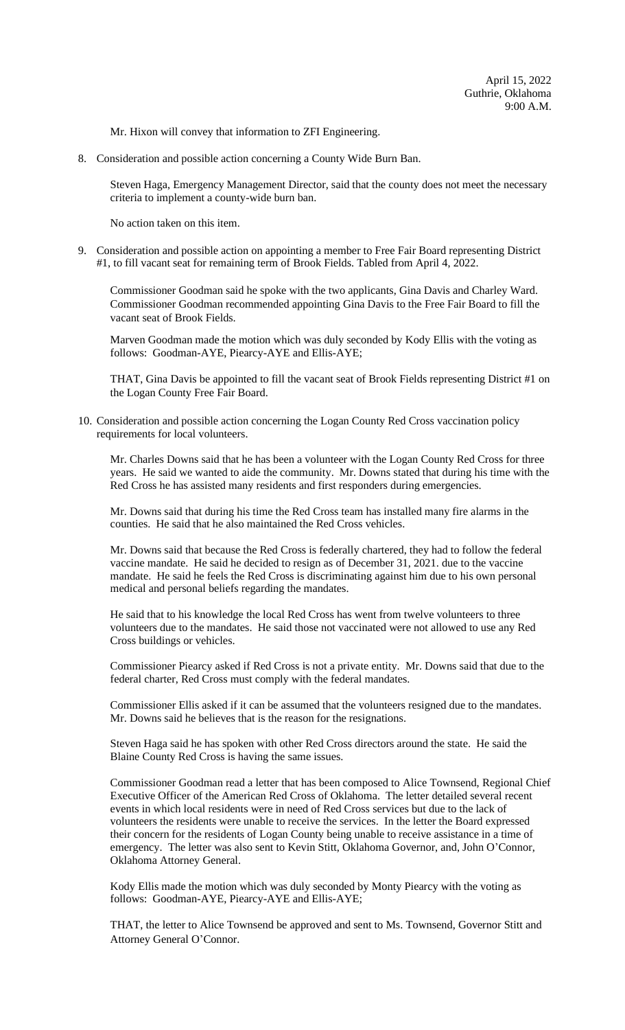April 15, 2022
Guthrie, Oklahoma
9:00 A.M.

Mr. Hixon will convey that information to ZFI Engineering.

8. Consideration and possible action concerning a County Wide Burn Ban.

   Steven Haga, Emergency Management Director, said that the county does not meet the necessary criteria to implement a county-wide burn ban.

   No action taken on this item.

9. Consideration and possible action on appointing a member to Free Fair Board representing District #1, to fill vacant seat for remaining term of Brook Fields. Tabled from April 4, 2022.

   Commissioner Goodman said he spoke with the two applicants, Gina Davis and Charley Ward. Commissioner Goodman recommended appointing Gina Davis to the Free Fair Board to fill the vacant seat of Brook Fields.

   Marven Goodman made the motion which was duly seconded by Kody Ellis with the voting as follows: Goodman-AYE, Piearcy-AYE and Ellis-AYE;

   THAT, Gina Davis be appointed to fill the vacant seat of Brook Fields representing District #1 on the Logan County Free Fair Board.

10. Consideration and possible action concerning the Logan County Red Cross vaccination policy requirements for local volunteers.

    Mr. Charles Downs said that he has been a volunteer with the Logan County Red Cross for three years. He said we wanted to aide the community. Mr. Downs stated that during his time with the Red Cross he has assisted many residents and first responders during emergencies.

    Mr. Downs said that during his time the Red Cross team has installed many fire alarms in the counties. He said that he also maintained the Red Cross vehicles.

    Mr. Downs said that because the Red Cross is federally chartered, they had to follow the federal vaccine mandate. He said he decided to resign as of December 31, 2021. due to the vaccine mandate. He said he feels the Red Cross is discriminating against him due to his own personal medical and personal beliefs regarding the mandates.

    He said that to his knowledge the local Red Cross has went from twelve volunteers to three volunteers due to the mandates. He said those not vaccinated were not allowed to use any Red Cross buildings or vehicles.

    Commissioner Piearcy asked if Red Cross is not a private entity. Mr. Downs said that due to the federal charter, Red Cross must comply with the federal mandates.

    Commissioner Ellis asked if it can be assumed that the volunteers resigned due to the mandates. Mr. Downs said he believes that is the reason for the resignations.

    Steven Haga said he has spoken with other Red Cross directors around the state. He said the Blaine County Red Cross is having the same issues.

    Commissioner Goodman read a letter that has been composed to Alice Townsend, Regional Chief Executive Officer of the American Red Cross of Oklahoma. The letter detailed several recent events in which local residents were in need of Red Cross services but due to the lack of volunteers the residents were unable to receive the services. In the letter the Board expressed their concern for the residents of Logan County being unable to receive assistance in a time of emergency. The letter was also sent to Kevin Stitt, Oklahoma Governor, and, John O'Connor, Oklahoma Attorney General.

    Kody Ellis made the motion which was duly seconded by Monty Piearcy with the voting as follows: Goodman-AYE, Piearcy-AYE and Ellis-AYE;

    THAT, the letter to Alice Townsend be approved and sent to Ms. Townsend, Governor Stitt and Attorney General O'Connor.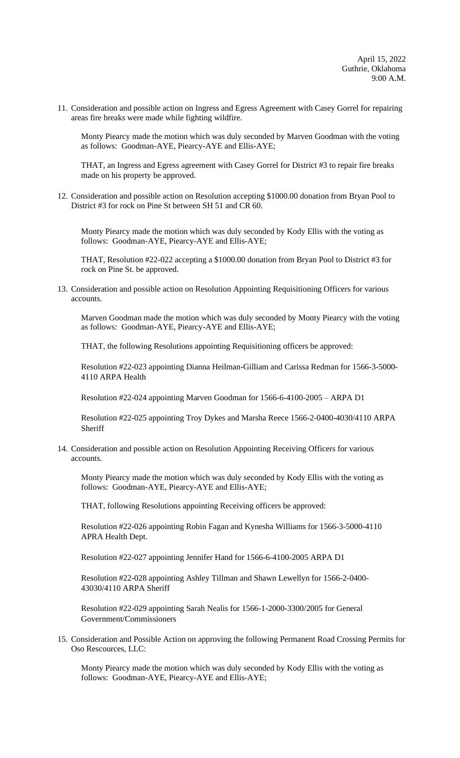April 15, 2022
Guthrie, Oklahoma
9:00 A.M.

11. Consideration and possible action on Ingress and Egress Agreement with Casey Gorrel for repairing areas fire breaks were made while fighting wildfire.

    Monty Piearcy made the motion which was duly seconded by Marven Goodman with the voting as follows: Goodman-AYE, Piearcy-AYE and Ellis-AYE;

    THAT, an Ingress and Egress agreement with Casey Gorrel for District #3 to repair fire breaks made on his property be approved.

12. Consideration and possible action on Resolution accepting $1000.00 donation from Bryan Pool to District #3 for rock on Pine St between SH 51 and CR 60.

    Monty Piearcy made the motion which was duly seconded by Kody Ellis with the voting as follows: Goodman-AYE, Piearcy-AYE and Ellis-AYE;

    THAT, Resolution #22-022 accepting a $1000.00 donation from Bryan Pool to District #3 for rock on Pine St. be approved.

13. Consideration and possible action on Resolution Appointing Requisitioning Officers for various accounts.

    Marven Goodman made the motion which was duly seconded by Monty Piearcy with the voting as follows: Goodman-AYE, Piearcy-AYE and Ellis-AYE;

    THAT, the following Resolutions appointing Requisitioning officers be approved:

    Resolution #22-023 appointing Dianna Heilman-Gilliam and Carissa Redman for 1566-3-5000-4110 ARPA Health

    Resolution #22-024 appointing Marven Goodman for 1566-6-4100-2005 – ARPA D1

    Resolution #22-025 appointing Troy Dykes and Marsha Reece 1566-2-0400-4030/4110 ARPA Sheriff

14. Consideration and possible action on Resolution Appointing Receiving Officers for various accounts.

    Monty Piearcy made the motion which was duly seconded by Kody Ellis with the voting as follows: Goodman-AYE, Piearcy-AYE and Ellis-AYE;

    THAT, following Resolutions appointing Receiving officers be approved:

    Resolution #22-026 appointing Robin Fagan and Kynesha Williams for 1566-3-5000-4110 APRA Health Dept.

    Resolution #22-027 appointing Jennifer Hand for 1566-6-4100-2005 ARPA D1

    Resolution #22-028 appointing Ashley Tillman and Shawn Lewellyn for 1566-2-0400-43030/4110 ARPA Sheriff

    Resolution #22-029 appointing Sarah Nealis for 1566-1-2000-3300/2005 for General Government/Commissioners

15. Consideration and Possible Action on approving the following Permanent Road Crossing Permits for Oso Rescources, LLC:

    Monty Piearcy made the motion which was duly seconded by Kody Ellis with the voting as follows: Goodman-AYE, Piearcy-AYE and Ellis-AYE;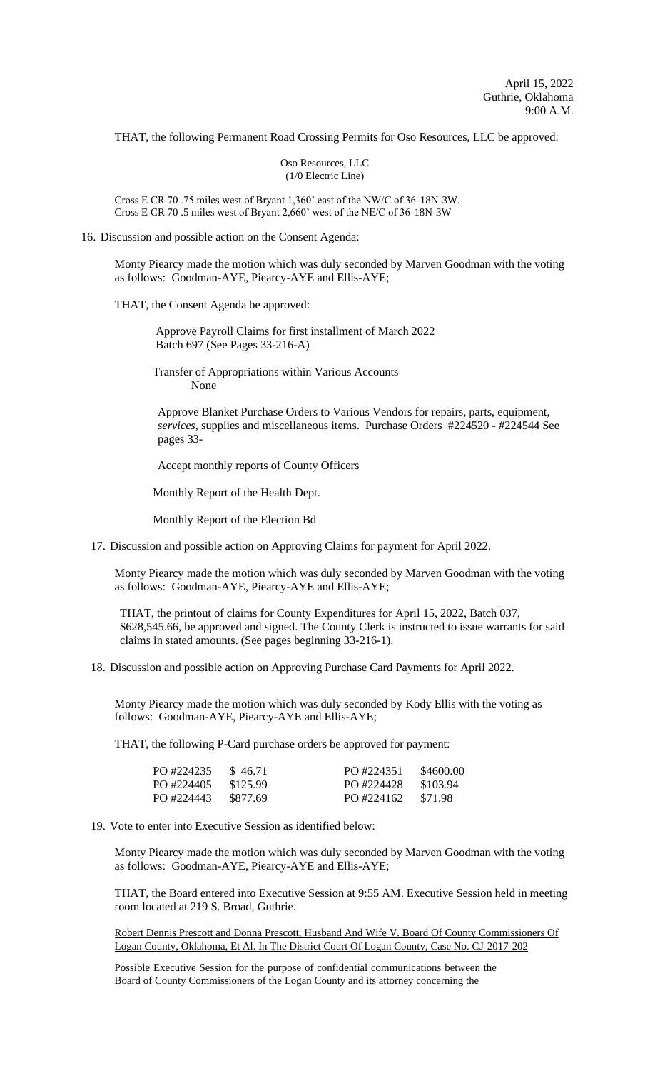April 15, 2022
Guthrie, Oklahoma
9:00 A.M.

THAT, the following Permanent Road Crossing Permits for Oso Resources, LLC be approved:

Oso Resources, LLC
(1/0 Electric Line)

Cross E CR 70 .75 miles west of Bryant 1,360' east of the NW/C of 36-18N-3W.
Cross E CR 70 .5 miles west of Bryant 2,660' west of the NE/C of 36-18N-3W

16. Discussion and possible action on the Consent Agenda:

Monty Piearcy made the motion which was duly seconded by Marven Goodman with the voting as follows: Goodman-AYE, Piearcy-AYE and Ellis-AYE;

THAT, the Consent Agenda be approved:

Approve Payroll Claims for first installment of March 2022
Batch 697 (See Pages 33-216-A)

Transfer of Appropriations within Various Accounts
None

Approve Blanket Purchase Orders to Various Vendors for repairs, parts, equipment, *services*, supplies and miscellaneous items. Purchase Orders #224520 - #224544 See pages 33-

Accept monthly reports of County Officers

Monthly Report of the Health Dept.

Monthly Report of the Election Bd

17. Discussion and possible action on Approving Claims for payment for April 2022.

Monty Piearcy made the motion which was duly seconded by Marven Goodman with the voting as follows: Goodman-AYE, Piearcy-AYE and Ellis-AYE;

THAT, the printout of claims for County Expenditures for April 15, 2022, Batch 037, $628,545.66, be approved and signed. The County Clerk is instructed to issue warrants for said claims in stated amounts. (See pages beginning 33-216-1).

18. Discussion and possible action on Approving Purchase Card Payments for April 2022.

Monty Piearcy made the motion which was duly seconded by Kody Ellis with the voting as follows: Goodman-AYE, Piearcy-AYE and Ellis-AYE;

THAT, the following P-Card purchase orders be approved for payment:

| | | | |
|---|---|---|---|
| PO #224235 | $ 46.71 | PO #224351 | $4600.00 |
| PO #224405 | $125.99 | PO #224428 | $103.94 |
| PO #224443 | $877.69 | PO #224162 | $71.98 |

19. Vote to enter into Executive Session as identified below:

Monty Piearcy made the motion which was duly seconded by Marven Goodman with the voting as follows: Goodman-AYE, Piearcy-AYE and Ellis-AYE;

THAT, the Board entered into Executive Session at 9:55 AM. Executive Session held in meeting room located at 219 S. Broad, Guthrie.

Robert Dennis Prescott and Donna Prescott, Husband And Wife V. Board Of County Commissioners Of Logan County, Oklahoma, Et Al. In The District Court Of Logan County, Case No. CJ-2017-202

Possible Executive Session for the purpose of confidential communications between the Board of County Commissioners of the Logan County and its attorney concerning the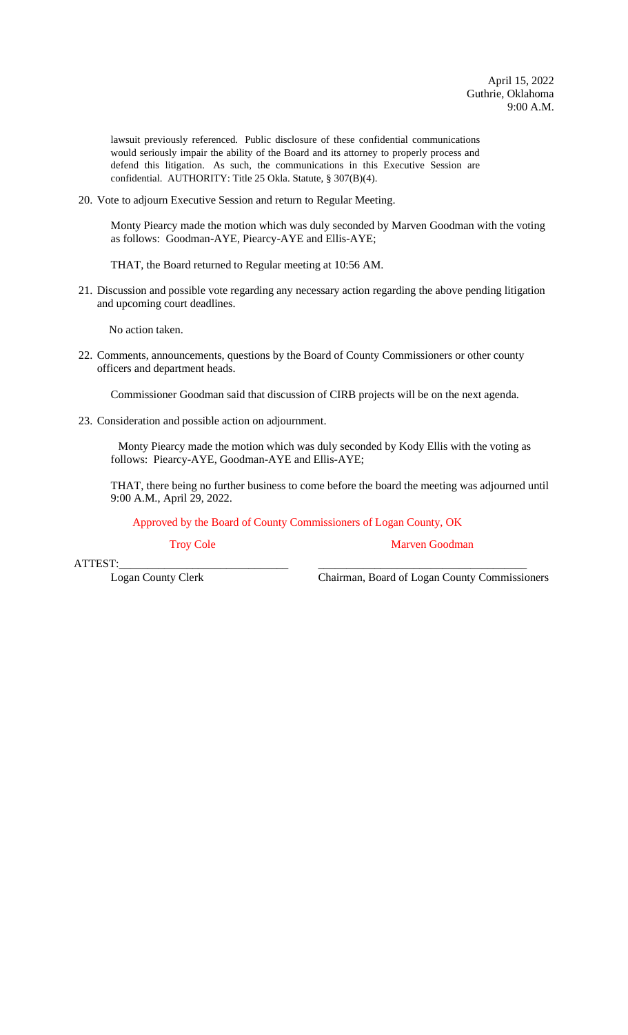April 15, 2022
Guthrie, Oklahoma
9:00 A.M.

lawsuit previously referenced. Public disclosure of these confidential communications would seriously impair the ability of the Board and its attorney to properly process and defend this litigation. As such, the communications in this Executive Session are confidential. AUTHORITY: Title 25 Okla. Statute, § 307(B)(4).

20. Vote to adjourn Executive Session and return to Regular Meeting.

    Monty Piearcy made the motion which was duly seconded by Marven Goodman with the voting as follows: Goodman-AYE, Piearcy-AYE and Ellis-AYE;

    THAT, the Board returned to Regular meeting at 10:56 AM.

21. Discussion and possible vote regarding any necessary action regarding the above pending litigation and upcoming court deadlines.

    No action taken.

22. Comments, announcements, questions by the Board of County Commissioners or other county officers and department heads.

    Commissioner Goodman said that discussion of CIRB projects will be on the next agenda.

23. Consideration and possible action on adjournment.

    Monty Piearcy made the motion which was duly seconded by Kody Ellis with the voting as follows: Piearcy-AYE, Goodman-AYE and Ellis-AYE;

    THAT, there being no further business to come before the board the meeting was adjourned until 9:00 A.M., April 29, 2022.

Approved by the Board of County Commissioners of Logan County, OK

Troy Cole

Marven Goodman

ATTEST:______________________________

Logan County Clerk

_____________________________________

Chairman, Board of Logan County Commissioners